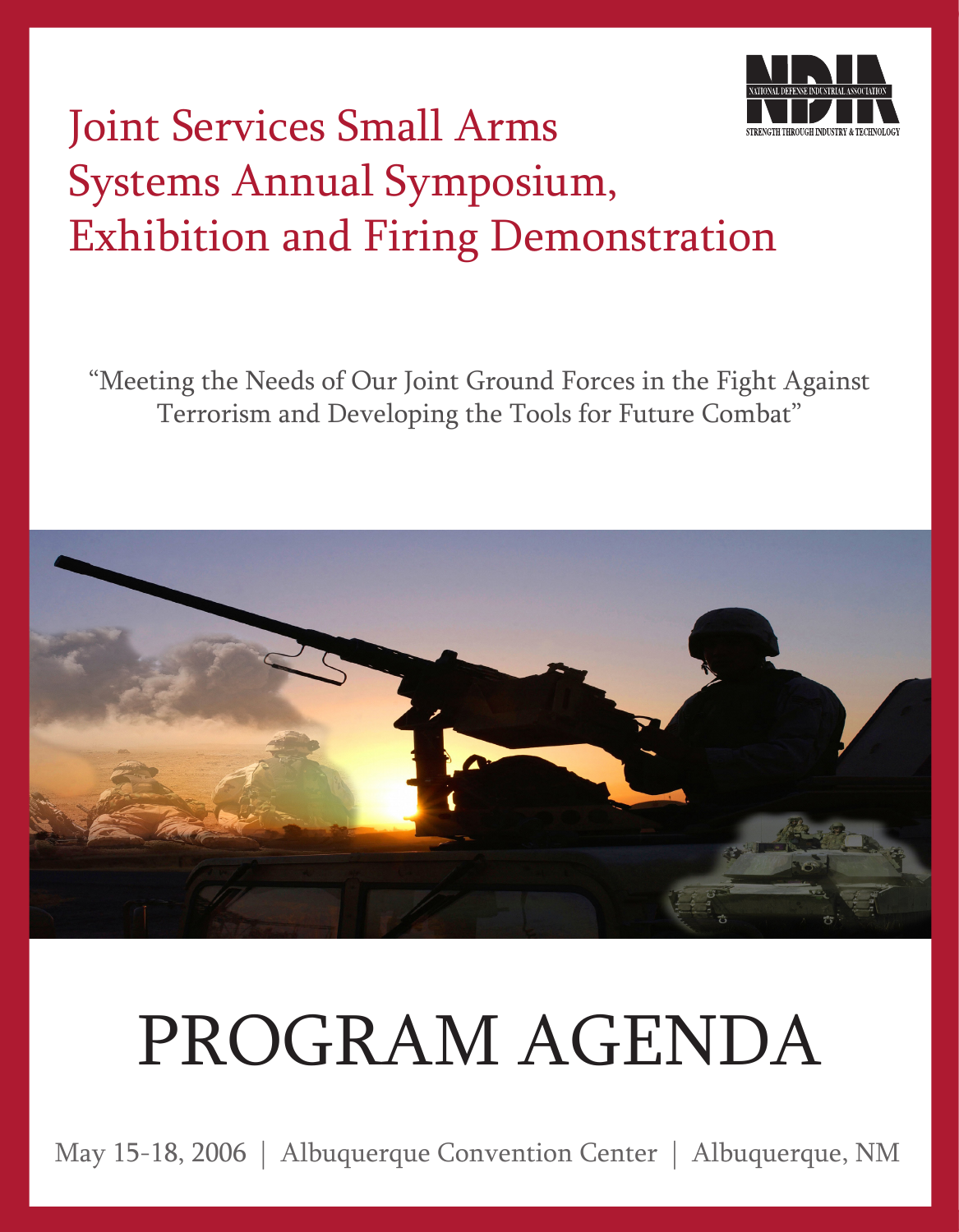NATIONAL DEFENSE INDUSTRIAL ASSOCIATION

STRENGTH THROUGH INDUSTRY & TECHNOLOGY

# Joint Services Small Arms Systems Annual Symposium, Exhibition and Firing Demonstration

"Meeting the Needs of Our Joint Ground Forces in the Fight Against Terrorism and Developing the Tools for Future Combat"

# PROGRAM AGENDA

May 15-18, 2006 | Albuquerque Convention Center | Albuquerque, NM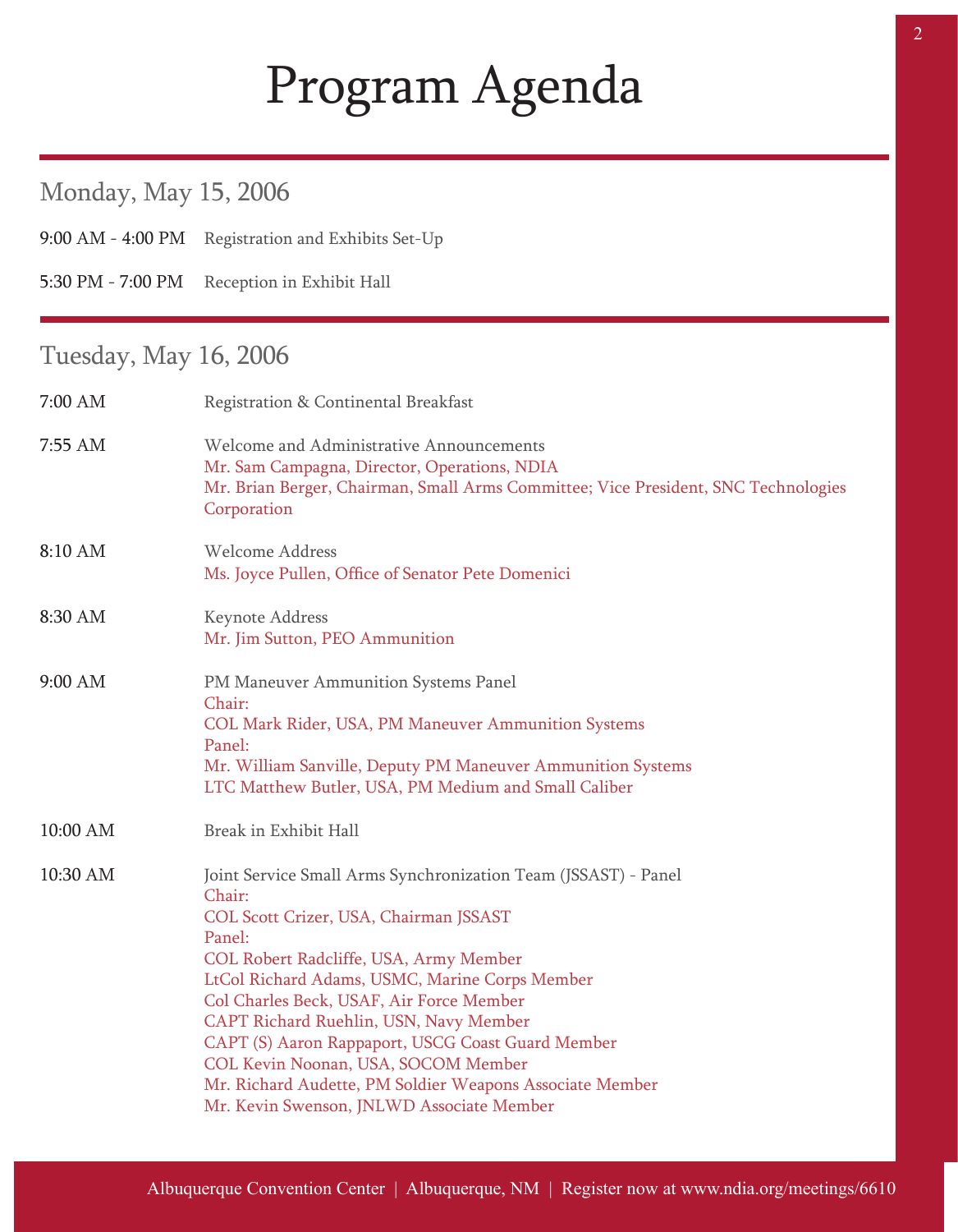# Program Agenda

## Monday, May 15, 2006

9:00 AM - 4:00 PM Registration and Exhibits Set-Up

5:30 PM - 7:00 PM Reception in Exhibit Hall

## Tuesday, May 16, 2006

7:00 AM Registration & Continental Breakfast

7:55 AM Welcome and Administrative Announcements
Mr. Sam Campagna, Director, Operations, NDIA
Mr. Brian Berger, Chairman, Small Arms Committee; Vice President, SNC Technologies Corporation

8:10 AM Welcome Address
Ms. Joyce Pullen, Office of Senator Pete Domenici

8:30 AM Keynote Address
Mr. Jim Sutton, PEO Ammunition

9:00 AM PM Maneuver Ammunition Systems Panel
Chair:
COL Mark Rider, USA, PM Maneuver Ammunition Systems
Panel:
Mr. William Sanville, Deputy PM Maneuver Ammunition Systems
LTC Matthew Butler, USA, PM Medium and Small Caliber

10:00 AM Break in Exhibit Hall

10:30 AM Joint Service Small Arms Synchronization Team (JSSAST) - Panel
Chair:
COL Scott Crizer, USA, Chairman JSSAST
Panel:
COL Robert Radcliffe, USA, Army Member
LtCol Richard Adams, USMC, Marine Corps Member
Col Charles Beck, USAF, Air Force Member
CAPT Richard Ruehlin, USN, Navy Member
CAPT (S) Aaron Rappaport, USCG Coast Guard Member
COL Kevin Noonan, USA, SOCOM Member
Mr. Richard Audette, PM Soldier Weapons Associate Member
Mr. Kevin Swenson, JNLWD Associate Member

Albuquerque Convention Center | Albuquerque, NM | Register now at www.ndia.org/meetings/6610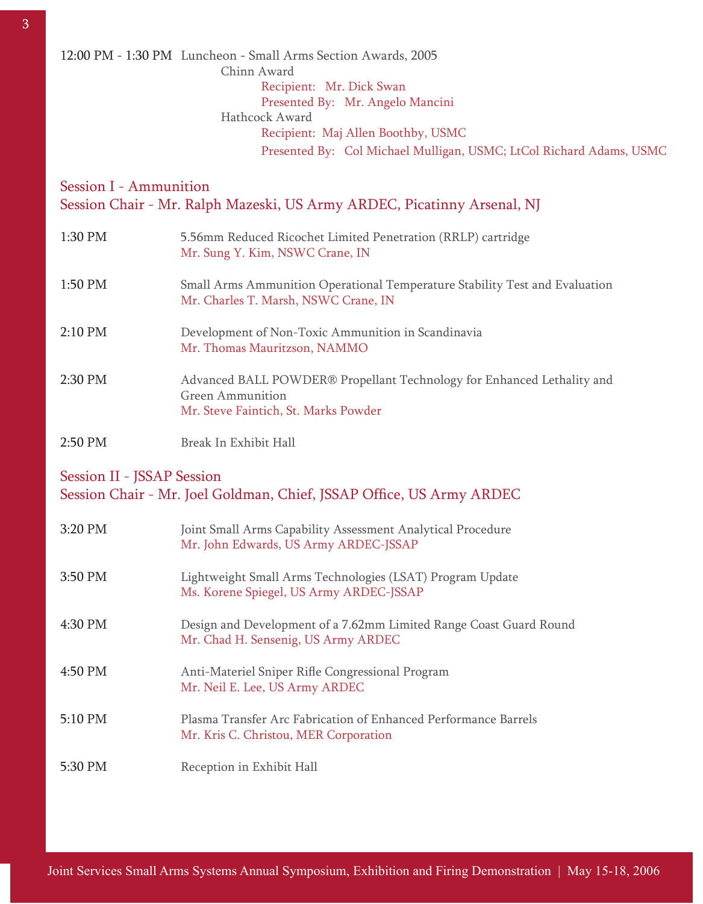12:00 PM - 1:30 PM Luncheon - Small Arms Section Awards, 2005

Chinn Award
- Recipient: Mr. Dick Swan
- Presented By: Mr. Angelo Mancini

Hathcock Award
- Recipient: Maj Allen Boothby, USMC
- Presented By: Col Michael Mulligan, USMC; LtCol Richard Adams, USMC

## Session I - Ammunition
## Session Chair - Mr. Ralph Mazeski, US Army ARDEC, Picatinny Arsenal, NJ

1:30 PM — 5.56mm Reduced Ricochet Limited Penetration (RRLP) cartridge
Mr. Sung Y. Kim, NSWC Crane, IN

1:50 PM — Small Arms Ammunition Operational Temperature Stability Test and Evaluation
Mr. Charles T. Marsh, NSWC Crane, IN

2:10 PM — Development of Non-Toxic Ammunition in Scandinavia
Mr. Thomas Mauritzson, NAMMO

2:30 PM — Advanced BALL POWDER® Propellant Technology for Enhanced Lethality and Green Ammunition
Mr. Steve Faintich, St. Marks Powder

2:50 PM — Break In Exhibit Hall

## Session II - JSSAP Session
## Session Chair - Mr. Joel Goldman, Chief, JSSAP Office, US Army ARDEC

3:20 PM — Joint Small Arms Capability Assessment Analytical Procedure
Mr. John Edwards, US Army ARDEC-JSSAP

3:50 PM — Lightweight Small Arms Technologies (LSAT) Program Update
Ms. Korene Spiegel, US Army ARDEC-JSSAP

4:30 PM — Design and Development of a 7.62mm Limited Range Coast Guard Round
Mr. Chad H. Sensenig, US Army ARDEC

4:50 PM — Anti-Materiel Sniper Rifle Congressional Program
Mr. Neil E. Lee, US Army ARDEC

5:10 PM — Plasma Transfer Arc Fabrication of Enhanced Performance Barrels
Mr. Kris C. Christou, MER Corporation

5:30 PM — Reception in Exhibit Hall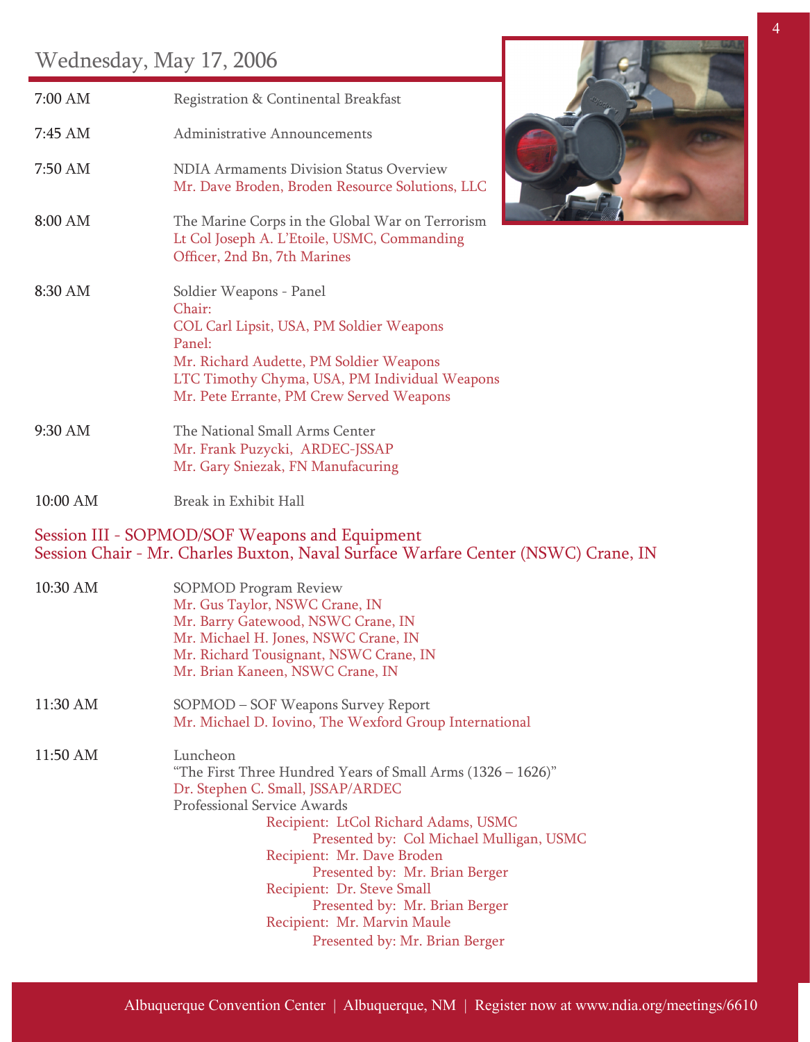## Wednesday, May 17, 2006

| | |
|---|---|
| 7:00 AM | Registration & Continental Breakfast |
| 7:45 AM | Administrative Announcements |
| 7:50 AM | NDIA Armaments Division Status Overview<br>Mr. Dave Broden, Broden Resource Solutions, LLC |
| 8:00 AM | The Marine Corps in the Global War on Terrorism<br>Lt Col Joseph A. L'Etoile, USMC, Commanding Officer, 2nd Bn, 7th Marines |
| 8:30 AM | Soldier Weapons - Panel<br>Chair:<br>COL Carl Lipsit, USA, PM Soldier Weapons<br>Panel:<br>Mr. Richard Audette, PM Soldier Weapons<br>LTC Timothy Chyma, USA, PM Individual Weapons<br>Mr. Pete Errante, PM Crew Served Weapons |
| 9:30 AM | The National Small Arms Center<br>Mr. Frank Puzycki, ARDEC-JSSAP<br>Mr. Gary Sniezak, FN Manufacuring |
| 10:00 AM | Break in Exhibit Hall |

### Session III - SOPMOD/SOF Weapons and Equipment
### Session Chair - Mr. Charles Buxton, Naval Surface Warfare Center (NSWC) Crane, IN

| | |
|---|---|
| 10:30 AM | SOPMOD Program Review<br>Mr. Gus Taylor, NSWC Crane, IN<br>Mr. Barry Gatewood, NSWC Crane, IN<br>Mr. Michael H. Jones, NSWC Crane, IN<br>Mr. Richard Tousignant, NSWC Crane, IN<br>Mr. Brian Kaneen, NSWC Crane, IN |
| 11:30 AM | SOPMOD – SOF Weapons Survey Report<br>Mr. Michael D. Iovino, The Wexford Group International |
| 11:50 AM | Luncheon<br>"The First Three Hundred Years of Small Arms (1326 – 1626)"<br>Dr. Stephen C. Small, JSSAP/ARDEC<br>Professional Service Awards<br>Recipient: LtCol Richard Adams, USMC<br>Presented by: Col Michael Mulligan, USMC<br>Recipient: Mr. Dave Broden<br>Presented by: Mr. Brian Berger<br>Recipient: Dr. Steve Small<br>Presented by: Mr. Brian Berger<br>Recipient: Mr. Marvin Maule<br>Presented by: Mr. Brian Berger |

Albuquerque Convention Center | Albuquerque, NM | Register now at www.ndia.org/meetings/6610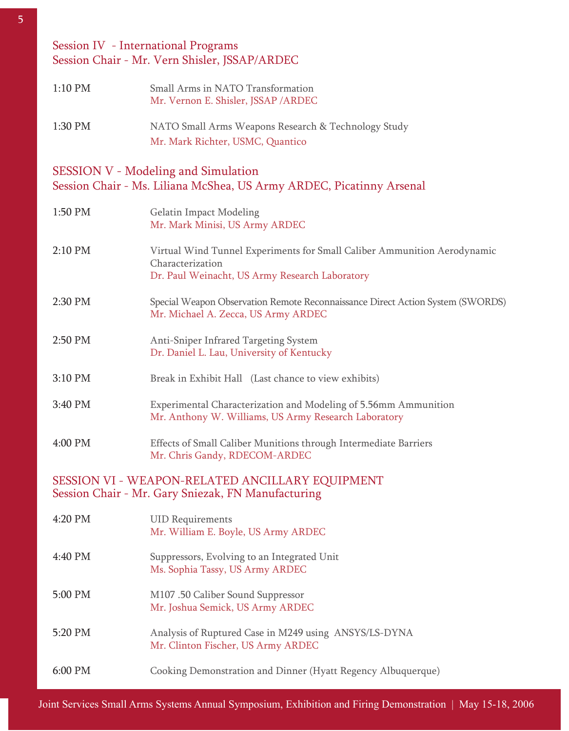## Session IV - International Programs
## Session Chair - Mr. Vern Shisler, JSSAP/ARDEC

| | |
|---|---|
| 1:10 PM | Small Arms in NATO Transformation<br>Mr. Vernon E. Shisler, JSSAP /ARDEC |
| 1:30 PM | NATO Small Arms Weapons Research & Technology Study<br>Mr. Mark Richter, USMC, Quantico |

## SESSION V - Modeling and Simulation
## Session Chair - Ms. Liliana McShea, US Army ARDEC, Picatinny Arsenal

| | |
|---|---|
| 1:50 PM | Gelatin Impact Modeling<br>Mr. Mark Minisi, US Army ARDEC |
| 2:10 PM | Virtual Wind Tunnel Experiments for Small Caliber Ammunition Aerodynamic Characterization<br>Dr. Paul Weinacht, US Army Research Laboratory |
| 2:30 PM | Special Weapon Observation Remote Reconnaissance Direct Action System (SWORDS)<br>Mr. Michael A. Zecca, US Army ARDEC |
| 2:50 PM | Anti-Sniper Infrared Targeting System<br>Dr. Daniel L. Lau, University of Kentucky |
| 3:10 PM | Break in Exhibit Hall (Last chance to view exhibits) |
| 3:40 PM | Experimental Characterization and Modeling of 5.56mm Ammunition<br>Mr. Anthony W. Williams, US Army Research Laboratory |
| 4:00 PM | Effects of Small Caliber Munitions through Intermediate Barriers<br>Mr. Chris Gandy, RDECOM-ARDEC |

## SESSION VI - WEAPON-RELATED ANCILLARY EQUIPMENT
## Session Chair - Mr. Gary Sniezak, FN Manufacturing

| | |
|---|---|
| 4:20 PM | UID Requirements<br>Mr. William E. Boyle, US Army ARDEC |
| 4:40 PM | Suppressors, Evolving to an Integrated Unit<br>Ms. Sophia Tassy, US Army ARDEC |
| 5:00 PM | M107 .50 Caliber Sound Suppressor<br>Mr. Joshua Semick, US Army ARDEC |
| 5:20 PM | Analysis of Ruptured Case in M249 using ANSYS/LS-DYNA<br>Mr. Clinton Fischer, US Army ARDEC |
| 6:00 PM | Cooking Demonstration and Dinner (Hyatt Regency Albuquerque) |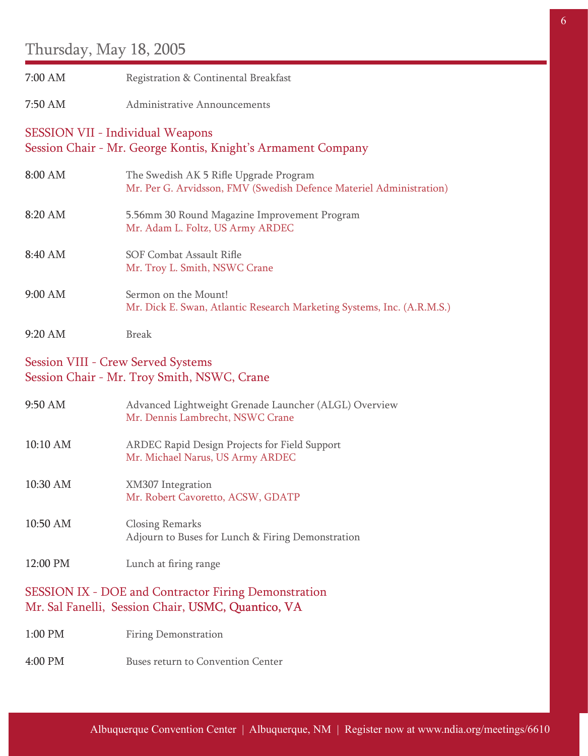## Thursday, May 18, 2005

| | |
|---|---|
| 7:00 AM | Registration & Continental Breakfast |
| 7:50 AM | Administrative Announcements |

### SESSION VII - Individual Weapons
### Session Chair - Mr. George Kontis, Knight's Armament Company

| | |
|---|---|
| 8:00 AM | The Swedish AK 5 Rifle Upgrade Program<br>Mr. Per G. Arvidsson, FMV (Swedish Defence Materiel Administration) |
| 8:20 AM | 5.56mm 30 Round Magazine Improvement Program<br>Mr. Adam L. Foltz, US Army ARDEC |
| 8:40 AM | SOF Combat Assault Rifle<br>Mr. Troy L. Smith, NSWC Crane |
| 9:00 AM | Sermon on the Mount!<br>Mr. Dick E. Swan, Atlantic Research Marketing Systems, Inc. (A.R.M.S.) |
| 9:20 AM | Break |

### Session VIII - Crew Served Systems
### Session Chair - Mr. Troy Smith, NSWC, Crane

| | |
|---|---|
| 9:50 AM | Advanced Lightweight Grenade Launcher (ALGL) Overview<br>Mr. Dennis Lambrecht, NSWC Crane |
| 10:10 AM | ARDEC Rapid Design Projects for Field Support<br>Mr. Michael Narus, US Army ARDEC |
| 10:30 AM | XM307 Integration<br>Mr. Robert Cavoretto, ACSW, GDATP |
| 10:50 AM | Closing Remarks<br>Adjourn to Buses for Lunch & Firing Demonstration |
| 12:00 PM | Lunch at firing range |

### SESSION IX - DOE and Contractor Firing Demonstration
### Mr. Sal Fanelli, Session Chair, USMC, Quantico, VA

| | |
|---|---|
| 1:00 PM | Firing Demonstration |
| 4:00 PM | Buses return to Convention Center |

Albuquerque Convention Center | Albuquerque, NM | Register now at www.ndia.org/meetings/6610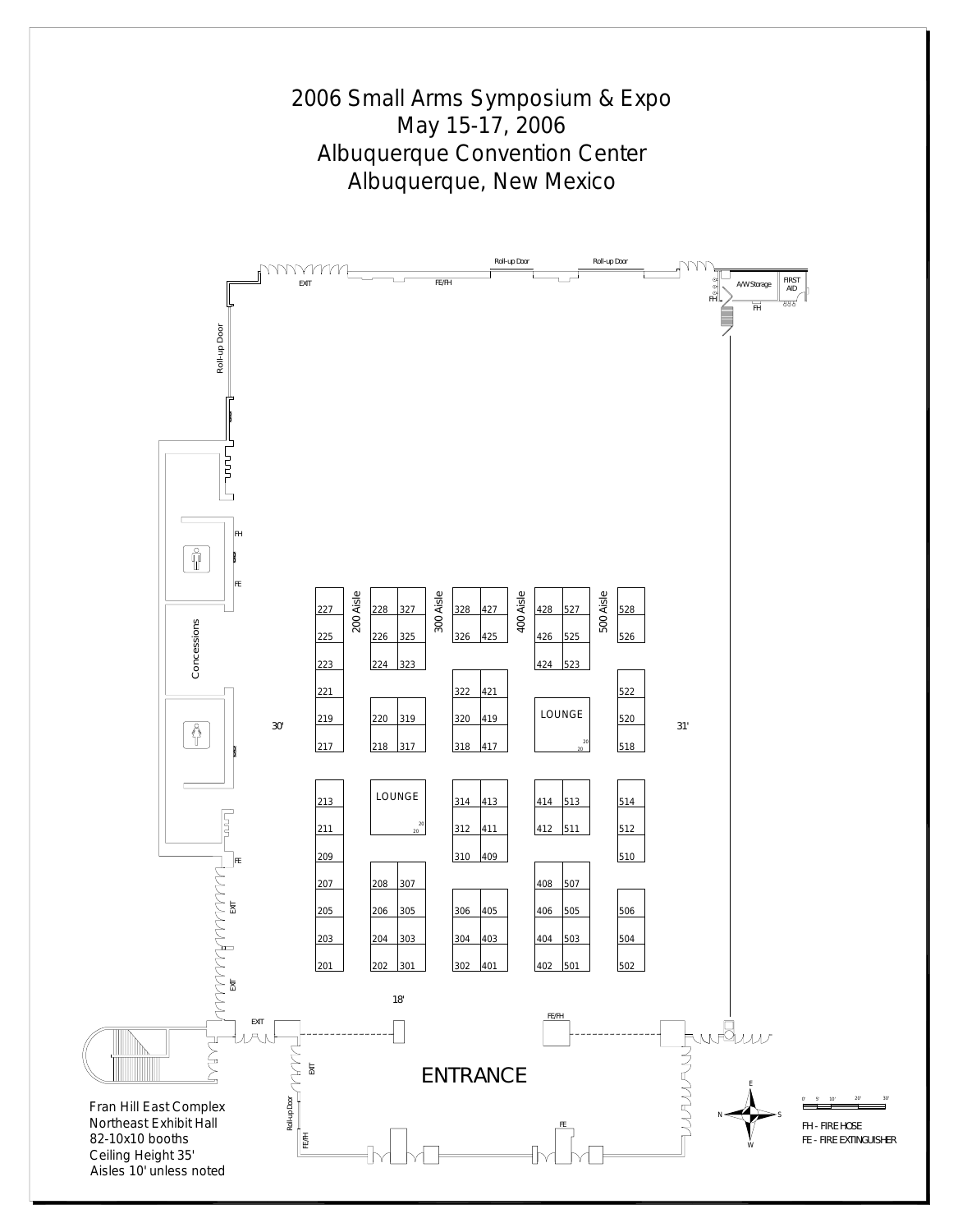# 2006 Small Arms Symposium & Expo

May 15-17, 2006

Albuquerque Convention Center

Albuquerque, New Mexico

Roll-up Door Roll-up Door

EXIT FE/FH

A/V Storage FIRST AID

FH FH

Roll-up Door

FH

FE

Concessions

30'

31'

200 Aisle 300 Aisle 400 Aisle 500 Aisle

227 228 327 328 427 428 527 528

225 226 325 326 425 426 525 526

223 224 323 424 523

221 322 421 522

219 220 319 320 419 LOUNGE 520

217 218 317 318 417 518

213 LOUNGE 314 413 414 513 514

211 312 411 412 511 512

209 310 409 510

207 208 307 408 507

205 206 305 306 405 406 505 506

203 204 303 304 403 404 503 504

201 202 301 302 401 402 501 502

18'

FE

EXIT

EXIT

EXIT

FE/FH

EXIT

ENTRANCE

Roll-up Door

FE/FH

FE

Fran Hill East Complex
Northeast Exhibit Hall
82-10x10 booths
Ceiling Height 35'
Aisles 10' unless noted

FH - FIRE HOSE
FE - FIRE EXTINGUISHER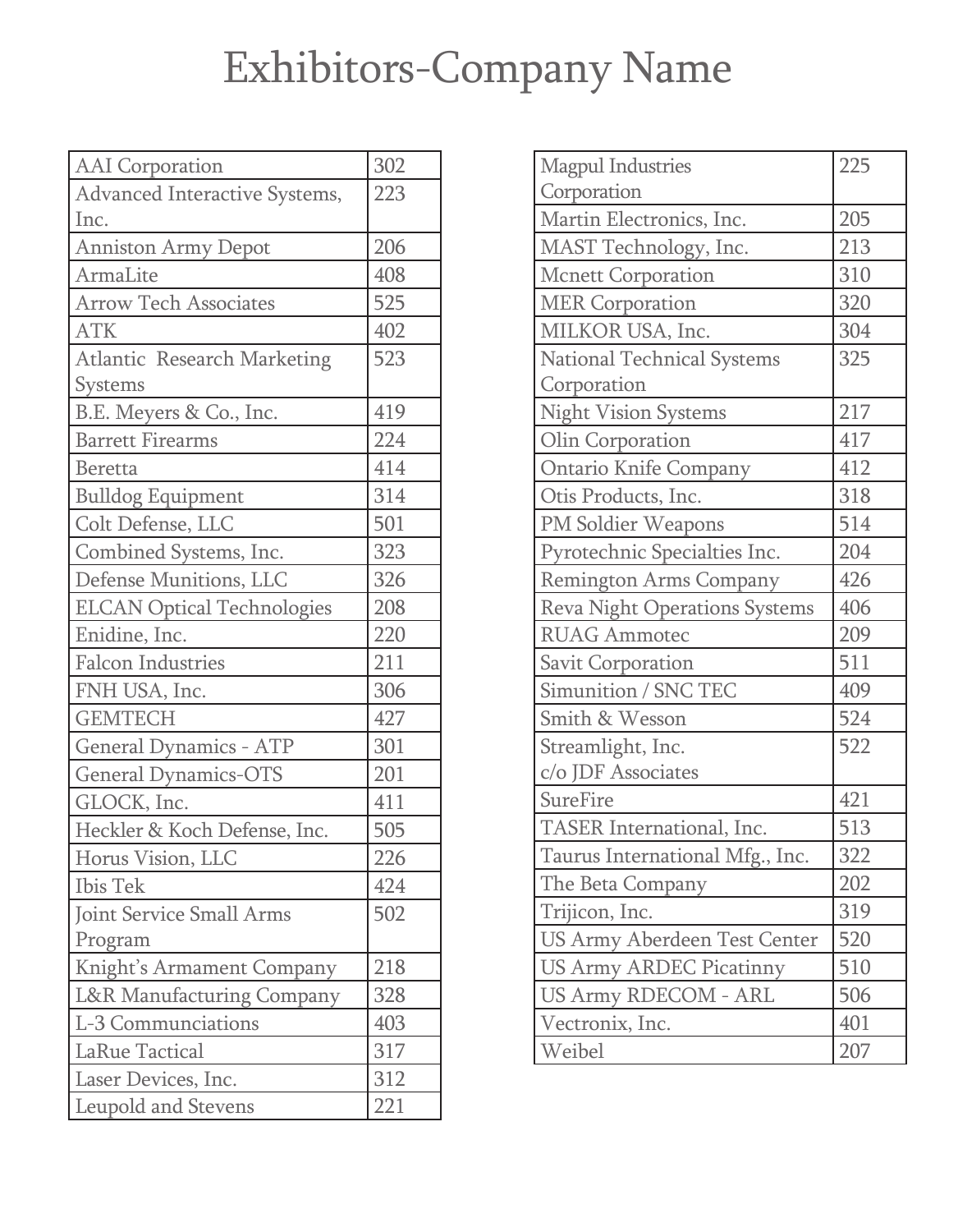# Exhibitors-Company Name

| Company | Booth |
|---|---|
| AAI Corporation | 302 |
| Advanced Interactive Systems, Inc. | 223 |
| Anniston Army Depot | 206 |
| ArmaLite | 408 |
| Arrow Tech Associates | 525 |
| ATK | 402 |
| Atlantic Research Marketing Systems | 523 |
| B.E. Meyers & Co., Inc. | 419 |
| Barrett Firearms | 224 |
| Beretta | 414 |
| Bulldog Equipment | 314 |
| Colt Defense, LLC | 501 |
| Combined Systems, Inc. | 323 |
| Defense Munitions, LLC | 326 |
| ELCAN Optical Technologies | 208 |
| Enidine, Inc. | 220 |
| Falcon Industries | 211 |
| FNH USA, Inc. | 306 |
| GEMTECH | 427 |
| General Dynamics - ATP | 301 |
| General Dynamics-OTS | 201 |
| GLOCK, Inc. | 411 |
| Heckler & Koch Defense, Inc. | 505 |
| Horus Vision, LLC | 226 |
| Ibis Tek | 424 |
| Joint Service Small Arms Program | 502 |
| Knight's Armament Company | 218 |
| L&R Manufacturing Company | 328 |
| L-3 Communciations | 403 |
| LaRue Tactical | 317 |
| Laser Devices, Inc. | 312 |
| Leupold and Stevens | 221 |
| Magpul Industries Corporation | 225 |
| Martin Electronics, Inc. | 205 |
| MAST Technology, Inc. | 213 |
| Mcnett Corporation | 310 |
| MER Corporation | 320 |
| MILKOR USA, Inc. | 304 |
| National Technical Systems Corporation | 325 |
| Night Vision Systems | 217 |
| Olin Corporation | 417 |
| Ontario Knife Company | 412 |
| Otis Products, Inc. | 318 |
| PM Soldier Weapons | 514 |
| Pyrotechnic Specialties Inc. | 204 |
| Remington Arms Company | 426 |
| Reva Night Operations Systems | 406 |
| RUAG Ammotec | 209 |
| Savit Corporation | 511 |
| Simunition / SNC TEC | 409 |
| Smith & Wesson | 524 |
| Streamlight, Inc. c/o JDF Associates | 522 |
| SureFire | 421 |
| TASER International, Inc. | 513 |
| Taurus International Mfg., Inc. | 322 |
| The Beta Company | 202 |
| Trijicon, Inc. | 319 |
| US Army Aberdeen Test Center | 520 |
| US Army ARDEC Picatinny | 510 |
| US Army RDECOM - ARL | 506 |
| Vectronix, Inc. | 401 |
| Weibel | 207 |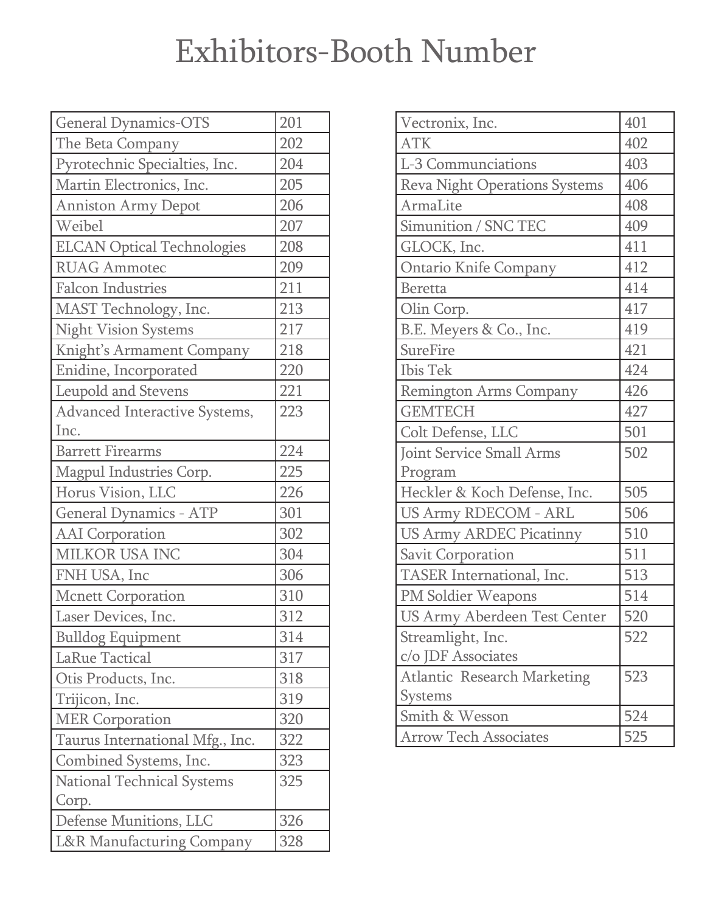# Exhibitors-Booth Number

| Exhibitor | Booth |
|---|---|
| General Dynamics-OTS | 201 |
| The Beta Company | 202 |
| Pyrotechnic Specialties, Inc. | 204 |
| Martin Electronics, Inc. | 205 |
| Anniston Army Depot | 206 |
| Weibel | 207 |
| ELCAN Optical Technologies | 208 |
| RUAG Ammotec | 209 |
| Falcon Industries | 211 |
| MAST Technology, Inc. | 213 |
| Night Vision Systems | 217 |
| Knight's Armament Company | 218 |
| Enidine, Incorporated | 220 |
| Leupold and Stevens | 221 |
| Advanced Interactive Systems, Inc. | 223 |
| Barrett Firearms | 224 |
| Magpul Industries Corp. | 225 |
| Horus Vision, LLC | 226 |
| General Dynamics - ATP | 301 |
| AAI Corporation | 302 |
| MILKOR USA INC | 304 |
| FNH USA, Inc | 306 |
| Mcnett Corporation | 310 |
| Laser Devices, Inc. | 312 |
| Bulldog Equipment | 314 |
| LaRue Tactical | 317 |
| Otis Products, Inc. | 318 |
| Trijicon, Inc. | 319 |
| MER Corporation | 320 |
| Taurus International Mfg., Inc. | 322 |
| Combined Systems, Inc. | 323 |
| National Technical Systems Corp. | 325 |
| Defense Munitions, LLC | 326 |
| L&R Manufacturing Company | 328 |

| Exhibitor | Booth |
|---|---|
| Vectronix, Inc. | 401 |
| ATK | 402 |
| L-3 Communciations | 403 |
| Reva Night Operations Systems | 406 |
| ArmaLite | 408 |
| Simunition / SNC TEC | 409 |
| GLOCK, Inc. | 411 |
| Ontario Knife Company | 412 |
| Beretta | 414 |
| Olin Corp. | 417 |
| B.E. Meyers & Co., Inc. | 419 |
| SureFire | 421 |
| Ibis Tek | 424 |
| Remington Arms Company | 426 |
| GEMTECH | 427 |
| Colt Defense, LLC | 501 |
| Joint Service Small Arms Program | 502 |
| Heckler & Koch Defense, Inc. | 505 |
| US Army RDECOM - ARL | 506 |
| US Army ARDEC Picatinny | 510 |
| Savit Corporation | 511 |
| TASER International, Inc. | 513 |
| PM Soldier Weapons | 514 |
| US Army Aberdeen Test Center | 520 |
| Streamlight, Inc. c/o JDF Associates | 522 |
| Atlantic Research Marketing Systems | 523 |
| Smith & Wesson | 524 |
| Arrow Tech Associates | 525 |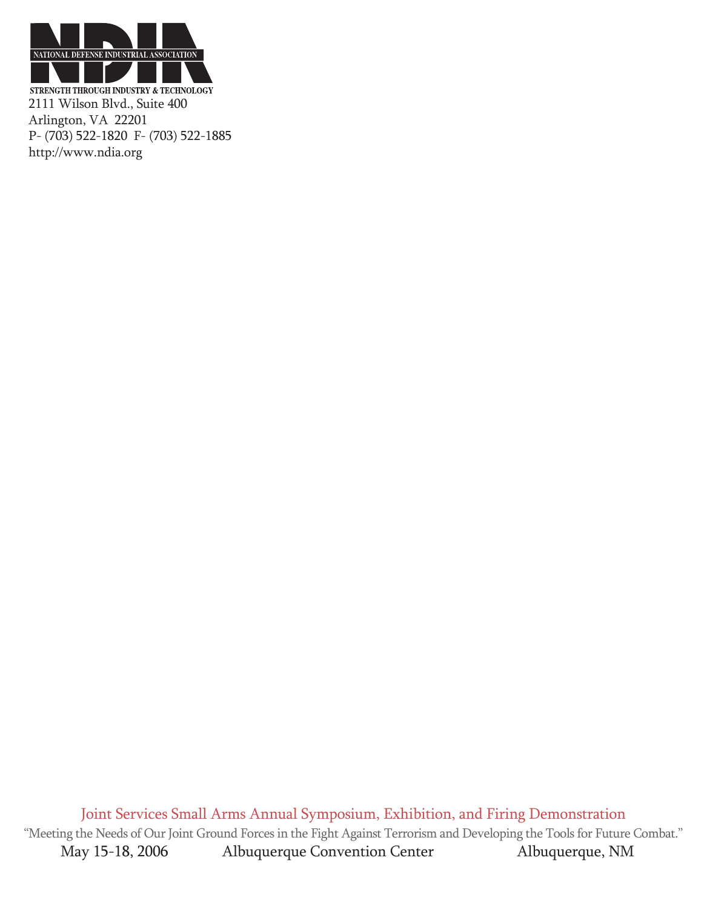NDIA

NATIONAL DEFENSE INDUSTRIAL ASSOCIATION

STRENGTH THROUGH INDUSTRY & TECHNOLOGY

2111 Wilson Blvd., Suite 400
Arlington, VA 22201
P- (703) 522-1820 F- (703) 522-1885
http://www.ndia.org

Joint Services Small Arms Annual Symposium, Exhibition, and Firing Demonstration

"Meeting the Needs of Our Joint Ground Forces in the Fight Against Terrorism and Developing the Tools for Future Combat."

May 15-18, 2006 Albuquerque Convention Center Albuquerque, NM